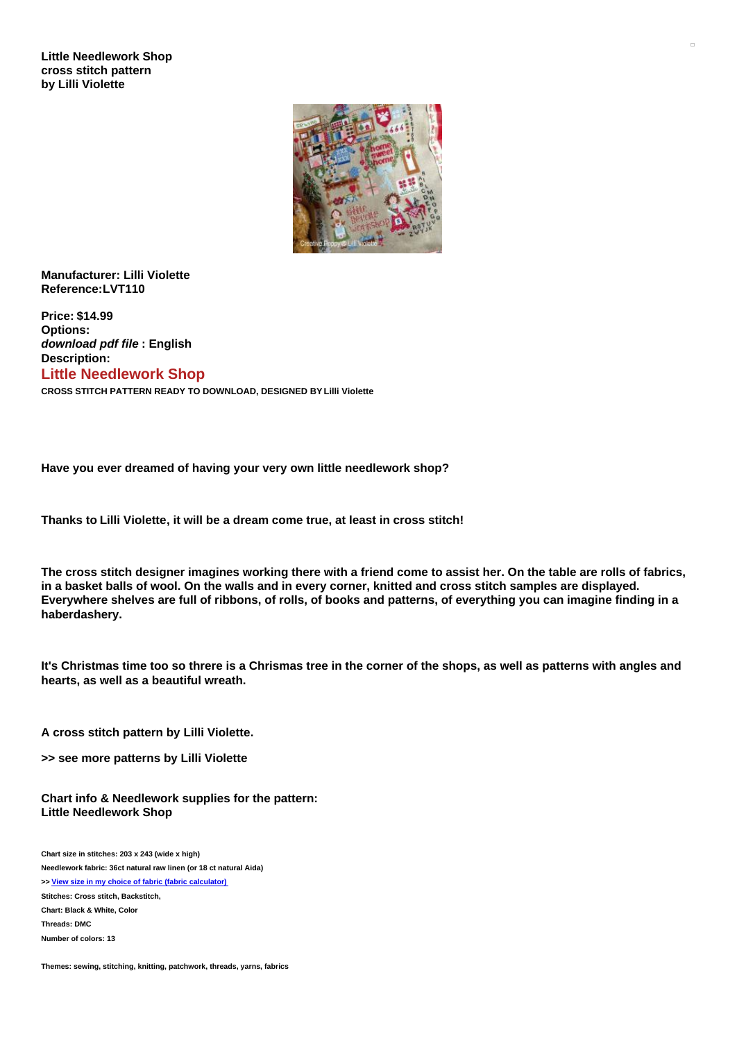**Little Needlework Shop**
**cross stitch pattern**
**by Lilli Violette**

**Manufacturer: Lilli Violette**
**Reference:LVT110**

**Price: $14.99**
**Options:**
***download pdf file* : English**
**Description:**

## Little Needlework Shop

**CROSS STITCH PATTERN READY TO DOWNLOAD, DESIGNED BY Lilli Violette**

**Have you ever dreamed of having your very own little needlework shop?**

**Thanks to Lilli Violette, it will be a dream come true, at least in cross stitch!**

**The cross stitch designer imagines working there with a friend come to assist her. On the table are rolls of fabrics, in a basket balls of wool. On the walls and in every corner, knitted and cross stitch samples are displayed. Everywhere shelves are full of ribbons, of rolls, of books and patterns, of everything you can imagine finding in a haberdashery.**

**It's Christmas time too so threre is a Chrismas tree in the corner of the shops, as well as patterns with angles and hearts, as well as a beautiful wreath.**

**A cross stitch pattern by Lilli Violette.**

**>> see more patterns by Lilli Violette**

**Chart info & Needlework supplies for the pattern:**
**Little Needlework Shop**

**Chart size in stitches: 203 x 243 (wide x high)**
**Needlework fabric: 36ct natural raw linen (or 18 ct natural Aida)**
**>> View size in my choice of fabric (fabric calculator)**
**Stitches: Cross stitch, Backstitch,**
**Chart: Black & White, Color**
**Threads: DMC**
**Number of colors: 13**

**Themes: sewing, stitching, knitting, patchwork, threads, yarns, fabrics**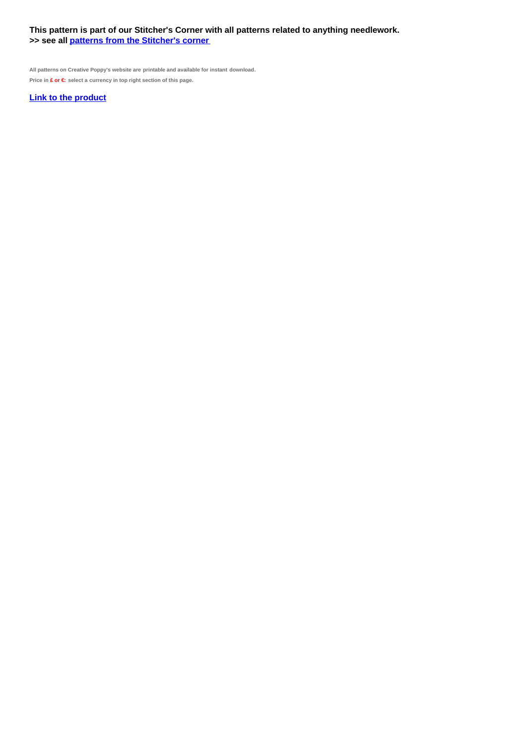**This pattern is part of our Stitcher's Corner with all patterns related to anything needlework.**
**>> see all [patterns from the Stitcher's corner]()**

**All patterns on Creative Poppy's website are printable and available for instant download.**

**Price in £ or €: select a currency in top right section of this page.**

**[Link to the product]()**